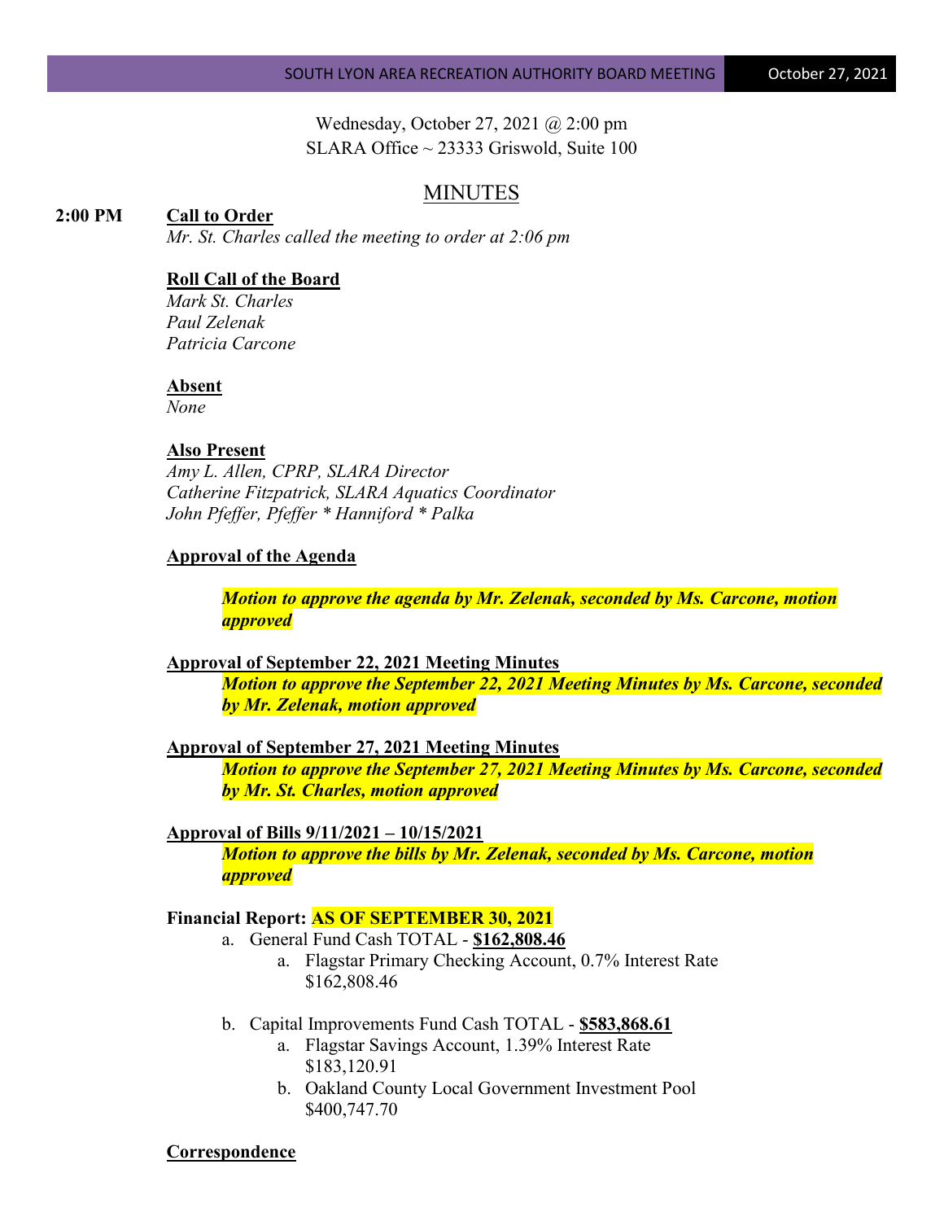Wednesday, October 27, 2021 @ 2:00 pm
SLARA Office ~ 23333 Griswold, Suite 100

# MINUTES

**2:00 PM** **Call to Order**

*Mr. St. Charles called the meeting to order at 2:06 pm*

**Roll Call of the Board**

*Mark St. Charles*
*Paul Zelenak*
*Patricia Carcone*

**Absent**

*None*

**Also Present**

*Amy L. Allen, CPRP, SLARA Director*
*Catherine Fitzpatrick, SLARA Aquatics Coordinator*
*John Pfeffer, Pfeffer * Hanniford * Palka*

**Approval of the Agenda**

***Motion to approve the agenda by Mr. Zelenak, seconded by Ms. Carcone, motion approved***

**Approval of September 22, 2021 Meeting Minutes**

***Motion to approve the September 22, 2021 Meeting Minutes by Ms. Carcone, seconded by Mr. Zelenak, motion approved***

**Approval of September 27, 2021 Meeting Minutes**

***Motion to approve the September 27, 2021 Meeting Minutes by Ms. Carcone, seconded by Mr. St. Charles, motion approved***

**Approval of Bills 9/11/2021 – 10/15/2021**

***Motion to approve the bills by Mr. Zelenak, seconded by Ms. Carcone, motion approved***

**Financial Report: AS OF SEPTEMBER 30, 2021**

a. General Fund Cash TOTAL - **$162,808.46**
   a. Flagstar Primary Checking Account, 0.7% Interest Rate
      $162,808.46

b. Capital Improvements Fund Cash TOTAL - **$583,868.61**
   a. Flagstar Savings Account, 1.39% Interest Rate
      $183,120.91
   b. Oakland County Local Government Investment Pool
      $400,747.70

**Correspondence**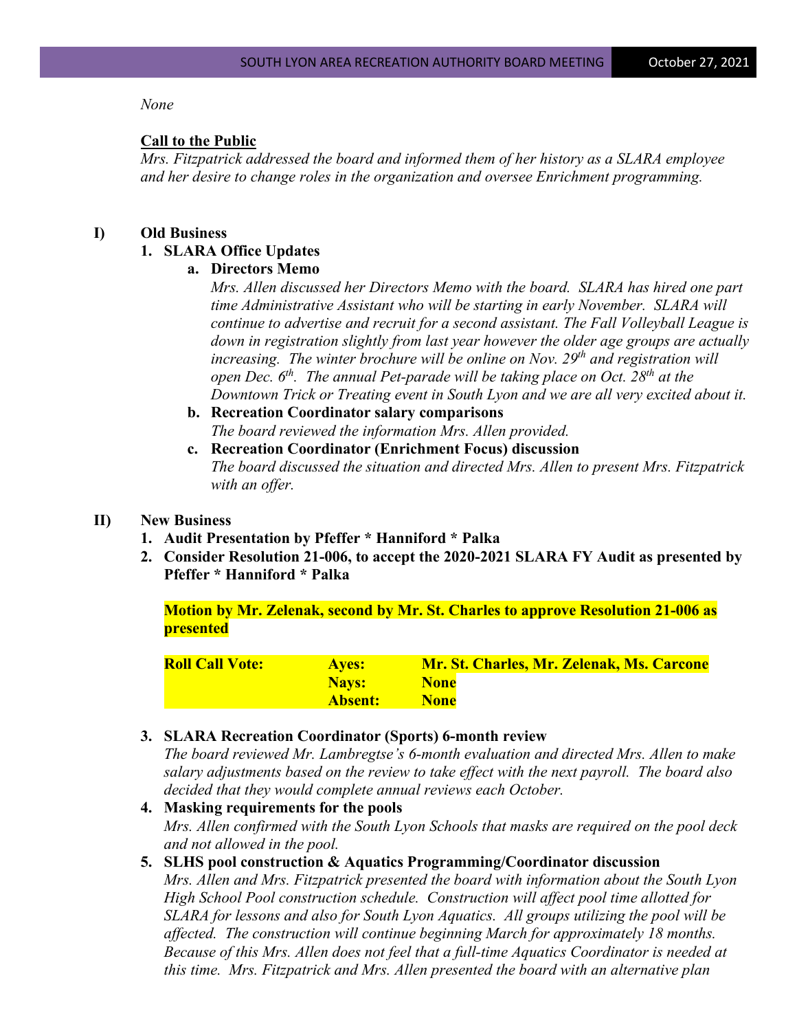*None*

**Call to the Public**

*Mrs. Fitzpatrick addressed the board and informed them of her history as a SLARA employee and her desire to change roles in the organization and oversee Enrichment programming.*

**I) Old Business**

1. **SLARA Office Updates**
   a. **Directors Memo**
      *Mrs. Allen discussed her Directors Memo with the board. SLARA has hired one part time Administrative Assistant who will be starting in early November. SLARA will continue to advertise and recruit for a second assistant. The Fall Volleyball League is down in registration slightly from last year however the older age groups are actually increasing. The winter brochure will be online on Nov. 29th and registration will open Dec. 6th. The annual Pet-parade will be taking place on Oct. 28th at the Downtown Trick or Treating event in South Lyon and we are all very excited about it.*
   b. **Recreation Coordinator salary comparisons**
      *The board reviewed the information Mrs. Allen provided.*
   c. **Recreation Coordinator (Enrichment Focus) discussion**
      *The board discussed the situation and directed Mrs. Allen to present Mrs. Fitzpatrick with an offer.*

**II) New Business**

1. **Audit Presentation by Pfeffer * Hanniford * Palka**
2. **Consider Resolution 21-006, to accept the 2020-2021 SLARA FY Audit as presented by Pfeffer * Hanniford * Palka**

   **Motion by Mr. Zelenak, second by Mr. St. Charles to approve Resolution 21-006 as presented**

   | Roll Call Vote: | Ayes: | Mr. St. Charles, Mr. Zelenak, Ms. Carcone |
   |---|---|---|
   | | Nays: | None |
   | | Absent: | None |

3. **SLARA Recreation Coordinator (Sports) 6-month review**
   *The board reviewed Mr. Lambregtse's 6-month evaluation and directed Mrs. Allen to make salary adjustments based on the review to take effect with the next payroll. The board also decided that they would complete annual reviews each October.*
4. **Masking requirements for the pools**
   *Mrs. Allen confirmed with the South Lyon Schools that masks are required on the pool deck and not allowed in the pool.*
5. **SLHS pool construction & Aquatics Programming/Coordinator discussion**
   *Mrs. Allen and Mrs. Fitzpatrick presented the board with information about the South Lyon High School Pool construction schedule. Construction will affect pool time allotted for SLARA for lessons and also for South Lyon Aquatics. All groups utilizing the pool will be affected. The construction will continue beginning March for approximately 18 months. Because of this Mrs. Allen does not feel that a full-time Aquatics Coordinator is needed at this time. Mrs. Fitzpatrick and Mrs. Allen presented the board with an alternative plan*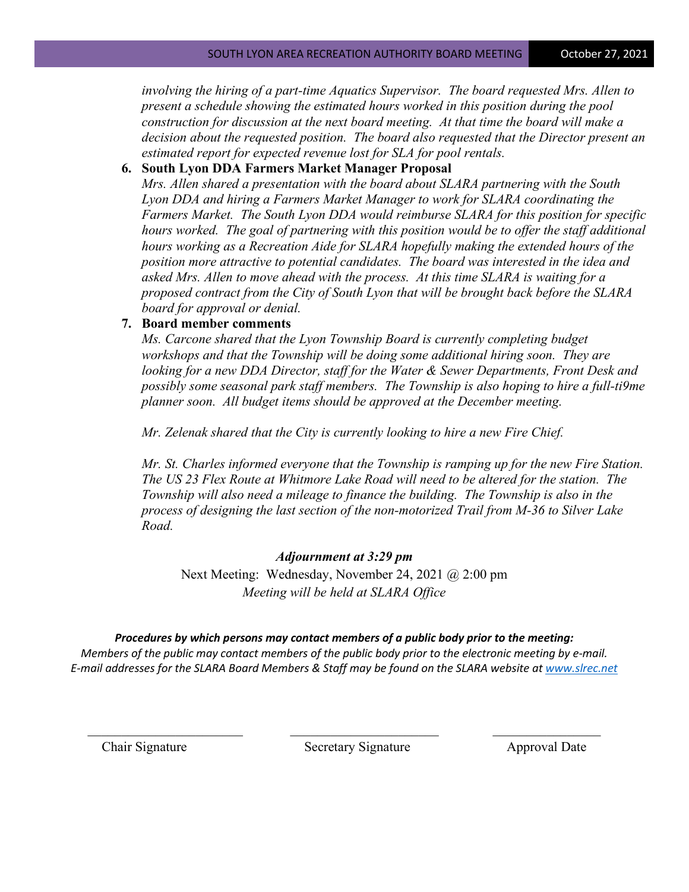*involving the hiring of a part-time Aquatics Supervisor. The board requested Mrs. Allen to present a schedule showing the estimated hours worked in this position during the pool construction for discussion at the next board meeting. At that time the board will make a decision about the requested position. The board also requested that the Director present an estimated report for expected revenue lost for SLA for pool rentals.*

6. **South Lyon DDA Farmers Market Manager Proposal**

   *Mrs. Allen shared a presentation with the board about SLARA partnering with the South Lyon DDA and hiring a Farmers Market Manager to work for SLARA coordinating the Farmers Market. The South Lyon DDA would reimburse SLARA for this position for specific hours worked. The goal of partnering with this position would be to offer the staff additional hours working as a Recreation Aide for SLARA hopefully making the extended hours of the position more attractive to potential candidates. The board was interested in the idea and asked Mrs. Allen to move ahead with the process. At this time SLARA is waiting for a proposed contract from the City of South Lyon that will be brought back before the SLARA board for approval or denial.*

7. **Board member comments**

   *Ms. Carcone shared that the Lyon Township Board is currently completing budget workshops and that the Township will be doing some additional hiring soon. They are looking for a new DDA Director, staff for the Water & Sewer Departments, Front Desk and possibly some seasonal park staff members. The Township is also hoping to hire a full-ti9me planner soon. All budget items should be approved at the December meeting.*

   *Mr. Zelenak shared that the City is currently looking to hire a new Fire Chief.*

   *Mr. St. Charles informed everyone that the Township is ramping up for the new Fire Station. The US 23 Flex Route at Whitmore Lake Road will need to be altered for the station. The Township will also need a mileage to finance the building. The Township is also in the process of designing the last section of the non-motorized Trail from M-36 to Silver Lake Road.*

***Adjournment at 3:29 pm***

Next Meeting: Wednesday, November 24, 2021 @ 2:00 pm

*Meeting will be held at SLARA Office*

***Procedures by which persons may contact members of a public body prior to the meeting:***

*Members of the public may contact members of the public body prior to the electronic meeting by e-mail. E-mail addresses for the SLARA Board Members & Staff may be found on the SLARA website at www.slrec.net*

\_\_\_\_\_\_\_\_\_\_\_\_\_\_\_\_\_\_\_\_\_\_\_\_ Chair Signature

\_\_\_\_\_\_\_\_\_\_\_\_\_\_\_\_\_\_\_\_\_\_\_\_ Secretary Signature

\_\_\_\_\_\_\_\_\_\_\_\_\_\_\_\_ Approval Date